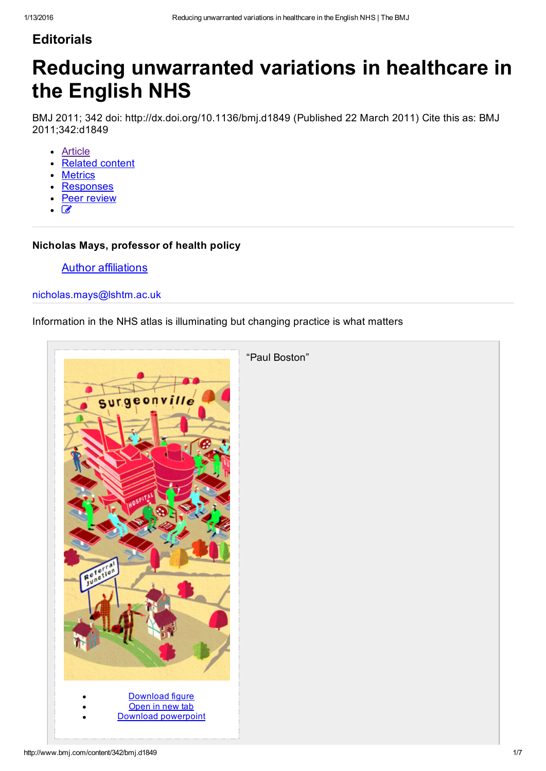## Editorials

# Reducing unwarranted variations in healthcare in the English NHS

BMJ 2011; 342 doi: http://dx.doi.org/10.1136/bmj.d1849 (Published 22 March 2011) Cite this as: BMJ 2011;342:d1849

- Article
- Related content
- Metrics
- Responses
- Peer review

**Nicholas Mays, professor of health policy**

Author affiliations

nicholas.mays@lshtm.ac.uk

Information in the NHS atlas is illuminating but changing practice is what matters

"Paul Boston"

- Download figure
- Open in new tab
- Download powerpoint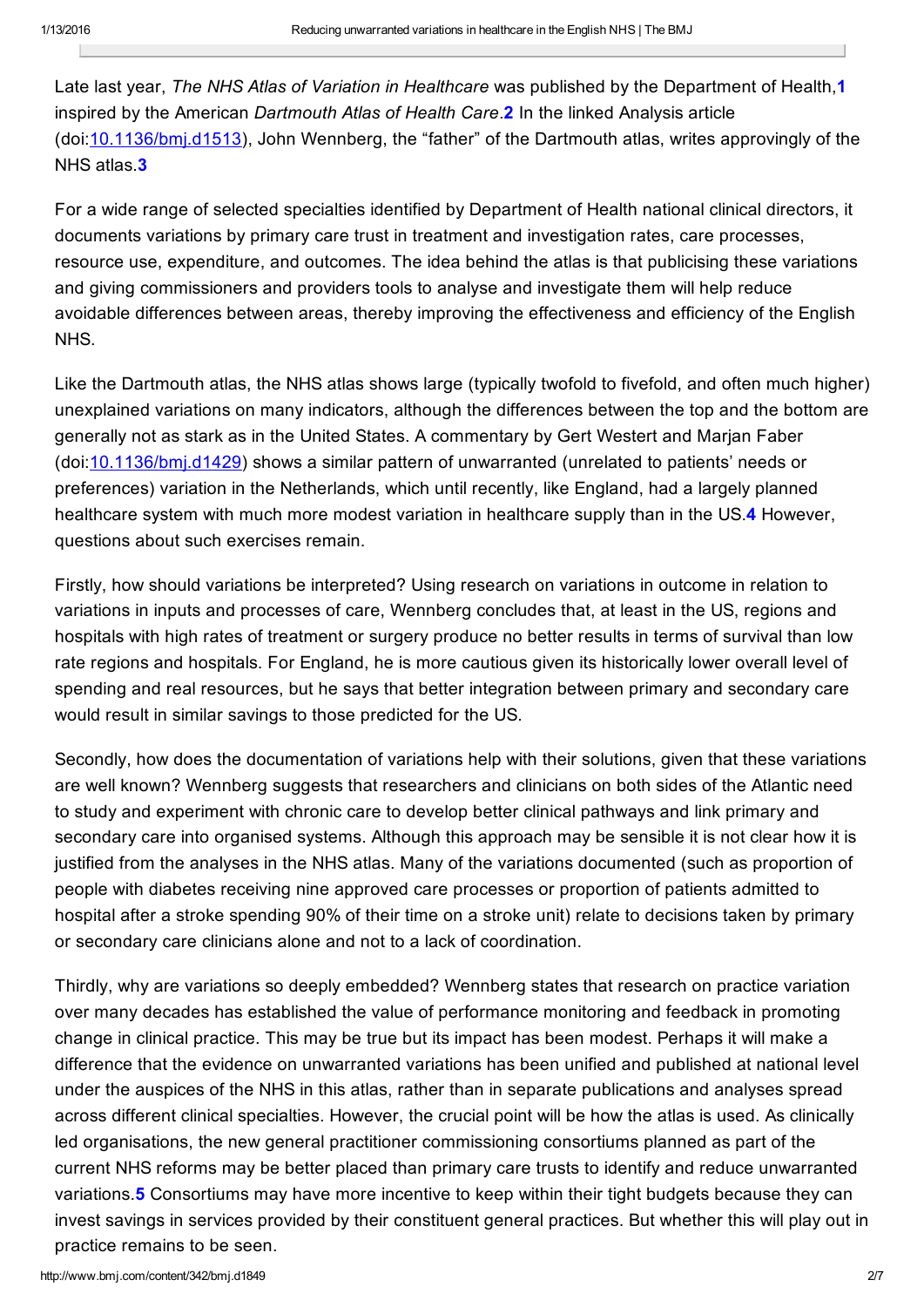Late last year, *The NHS Atlas of Variation in Healthcare* was published by the Department of Health,[1] inspired by the American *Dartmouth Atlas of Health Care*.[2] In the linked Analysis article (doi:10.1136/bmj.d1513), John Wennberg, the "father" of the Dartmouth atlas, writes approvingly of the NHS atlas.[3]

For a wide range of selected specialties identified by Department of Health national clinical directors, it documents variations by primary care trust in treatment and investigation rates, care processes, resource use, expenditure, and outcomes. The idea behind the atlas is that publicising these variations and giving commissioners and providers tools to analyse and investigate them will help reduce avoidable differences between areas, thereby improving the effectiveness and efficiency of the English NHS.

Like the Dartmouth atlas, the NHS atlas shows large (typically twofold to fivefold, and often much higher) unexplained variations on many indicators, although the differences between the top and the bottom are generally not as stark as in the United States. A commentary by Gert Westert and Marjan Faber (doi:10.1136/bmj.d1429) shows a similar pattern of unwarranted (unrelated to patients' needs or preferences) variation in the Netherlands, which until recently, like England, had a largely planned healthcare system with much more modest variation in healthcare supply than in the US.[4] However, questions about such exercises remain.

Firstly, how should variations be interpreted? Using research on variations in outcome in relation to variations in inputs and processes of care, Wennberg concludes that, at least in the US, regions and hospitals with high rates of treatment or surgery produce no better results in terms of survival than low rate regions and hospitals. For England, he is more cautious given its historically lower overall level of spending and real resources, but he says that better integration between primary and secondary care would result in similar savings to those predicted for the US.

Secondly, how does the documentation of variations help with their solutions, given that these variations are well known? Wennberg suggests that researchers and clinicians on both sides of the Atlantic need to study and experiment with chronic care to develop better clinical pathways and link primary and secondary care into organised systems. Although this approach may be sensible it is not clear how it is justified from the analyses in the NHS atlas. Many of the variations documented (such as proportion of people with diabetes receiving nine approved care processes or proportion of patients admitted to hospital after a stroke spending 90% of their time on a stroke unit) relate to decisions taken by primary or secondary care clinicians alone and not to a lack of coordination.

Thirdly, why are variations so deeply embedded? Wennberg states that research on practice variation over many decades has established the value of performance monitoring and feedback in promoting change in clinical practice. This may be true but its impact has been modest. Perhaps it will make a difference that the evidence on unwarranted variations has been unified and published at national level under the auspices of the NHS in this atlas, rather than in separate publications and analyses spread across different clinical specialties. However, the crucial point will be how the atlas is used. As clinically led organisations, the new general practitioner commissioning consortiums planned as part of the current NHS reforms may be better placed than primary care trusts to identify and reduce unwarranted variations.[5] Consortiums may have more incentive to keep within their tight budgets because they can invest savings in services provided by their constituent general practices. But whether this will play out in practice remains to be seen.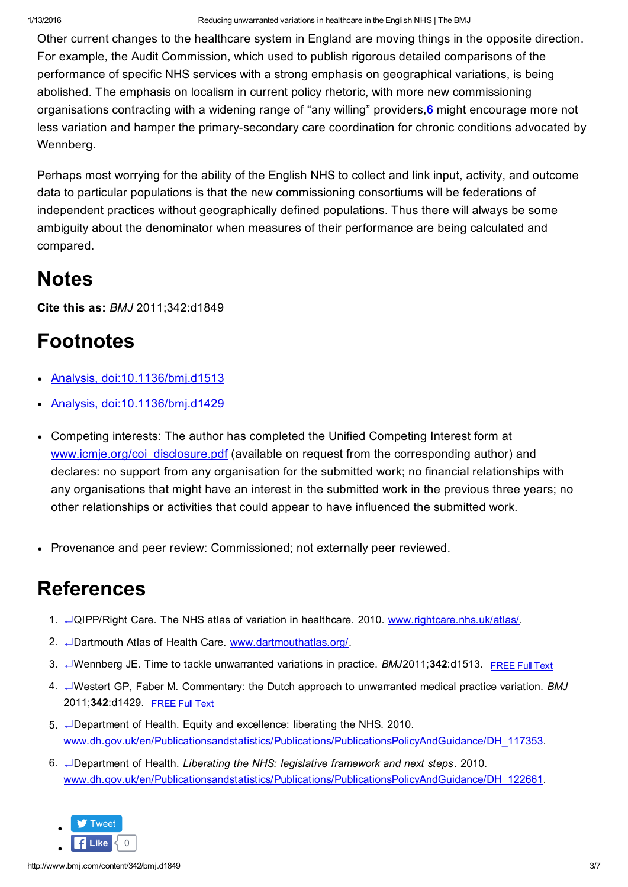Other current changes to the healthcare system in England are moving things in the opposite direction. For example, the Audit Commission, which used to publish rigorous detailed comparisons of the performance of specific NHS services with a strong emphasis on geographical variations, is being abolished. The emphasis on localism in current policy rhetoric, with more new commissioning organisations contracting with a widening range of "any willing" providers,[6] might encourage more not less variation and hamper the primary-secondary care coordination for chronic conditions advocated by Wennberg.

Perhaps most worrying for the ability of the English NHS to collect and link input, activity, and outcome data to particular populations is that the new commissioning consortiums will be federations of independent practices without geographically defined populations. Thus there will always be some ambiguity about the denominator when measures of their performance are being calculated and compared.

# Notes

**Cite this as:** *BMJ* 2011;342:d1849

# Footnotes

- Analysis, doi:10.1136/bmj.d1513
- Analysis, doi:10.1136/bmj.d1429

- Competing interests: The author has completed the Unified Competing Interest form at www.icmje.org/coi_disclosure.pdf (available on request from the corresponding author) and declares: no support from any organisation for the submitted work; no financial relationships with any organisations that might have an interest in the submitted work in the previous three years; no other relationships or activities that could appear to have influenced the submitted work.

- Provenance and peer review: Commissioned; not externally peer reviewed.

# References

1. QIPP/Right Care. The NHS atlas of variation in healthcare. 2010. www.rightcare.nhs.uk/atlas/.
2. Dartmouth Atlas of Health Care. www.dartmouthatlas.org/.
3. Wennberg JE. Time to tackle unwarranted variations in practice. *BMJ* 2011;**342**:d1513. FREE Full Text
4. Westert GP, Faber M. Commentary: the Dutch approach to unwarranted medical practice variation. *BMJ* 2011;**342**:d1429. FREE Full Text
5. Department of Health. Equity and excellence: liberating the NHS. 2010. www.dh.gov.uk/en/Publicationsandstatistics/Publications/PublicationsPolicyAndGuidance/DH_117353.
6. Department of Health. *Liberating the NHS: legislative framework and next steps*. 2010. www.dh.gov.uk/en/Publicationsandstatistics/Publications/PublicationsPolicyAndGuidance/DH_122661.